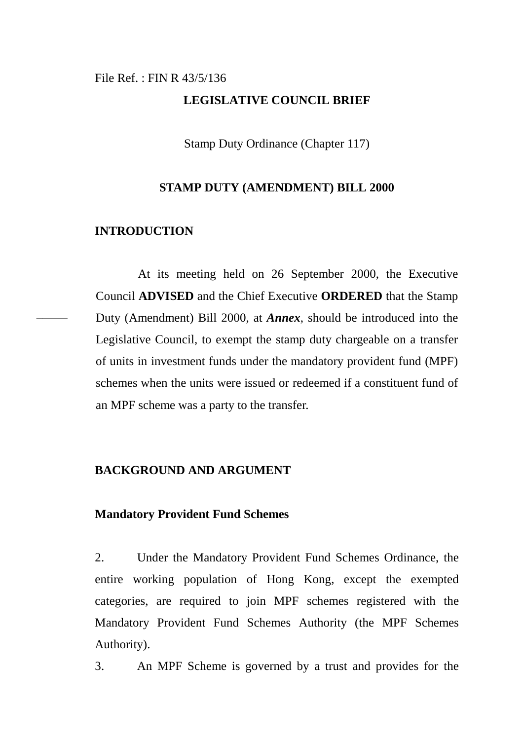File Ref. : FIN R 43/5/136

# LEGISLATIVE COUNCIL BRIEF

Stamp Duty Ordinance (Chapter 117)

## STAMP DUTY (AMENDMENT) BILL 2000

## INTRODUCTION

At its meeting held on 26 September 2000, the Executive Council **ADVISED** and the Chief Executive **ORDERED** that the Stamp Duty (Amendment) Bill 2000, at ***Annex***, should be introduced into the Legislative Council, to exempt the stamp duty chargeable on a transfer of units in investment funds under the mandatory provident fund (MPF) schemes when the units were issued or redeemed if a constituent fund of an MPF scheme was a party to the transfer.

## BACKGROUND AND ARGUMENT

### Mandatory Provident Fund Schemes

2. Under the Mandatory Provident Fund Schemes Ordinance, the entire working population of Hong Kong, except the exempted categories, are required to join MPF schemes registered with the Mandatory Provident Fund Schemes Authority (the MPF Schemes Authority).

3. An MPF Scheme is governed by a trust and provides for the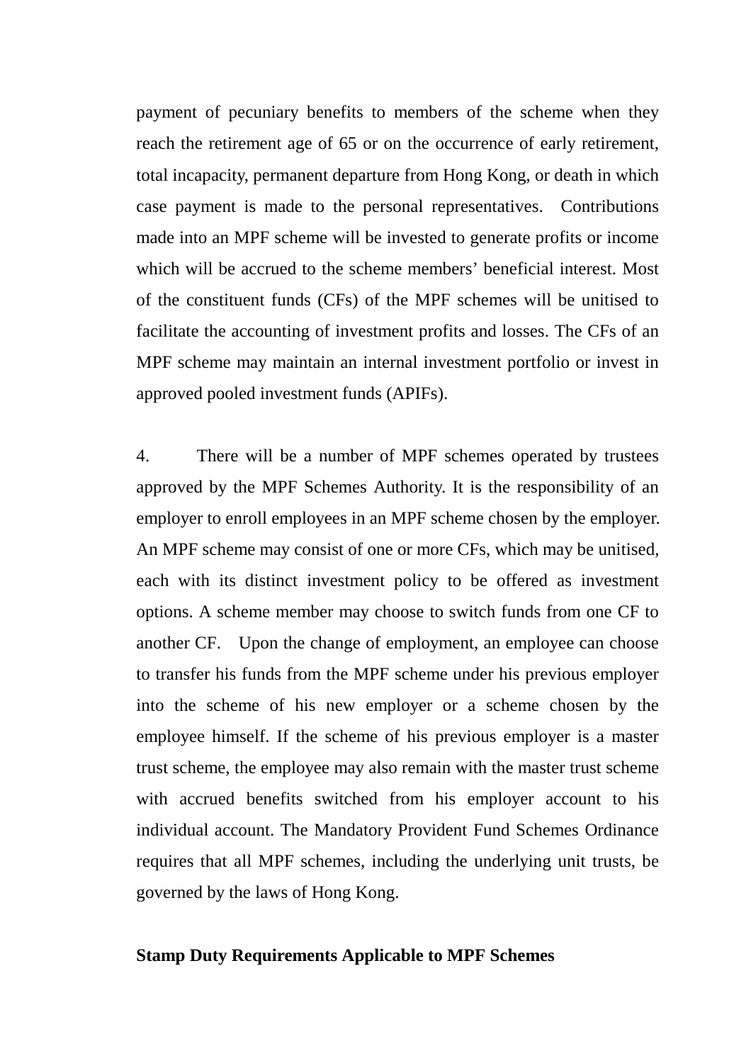payment of pecuniary benefits to members of the scheme when they reach the retirement age of 65 or on the occurrence of early retirement, total incapacity, permanent departure from Hong Kong, or death in which case payment is made to the personal representatives. Contributions made into an MPF scheme will be invested to generate profits or income which will be accrued to the scheme members' beneficial interest. Most of the constituent funds (CFs) of the MPF schemes will be unitised to facilitate the accounting of investment profits and losses. The CFs of an MPF scheme may maintain an internal investment portfolio or invest in approved pooled investment funds (APIFs).

4. There will be a number of MPF schemes operated by trustees approved by the MPF Schemes Authority. It is the responsibility of an employer to enroll employees in an MPF scheme chosen by the employer. An MPF scheme may consist of one or more CFs, which may be unitised, each with its distinct investment policy to be offered as investment options. A scheme member may choose to switch funds from one CF to another CF. Upon the change of employment, an employee can choose to transfer his funds from the MPF scheme under his previous employer into the scheme of his new employer or a scheme chosen by the employee himself. If the scheme of his previous employer is a master trust scheme, the employee may also remain with the master trust scheme with accrued benefits switched from his employer account to his individual account. The Mandatory Provident Fund Schemes Ordinance requires that all MPF schemes, including the underlying unit trusts, be governed by the laws of Hong Kong.

**Stamp Duty Requirements Applicable to MPF Schemes**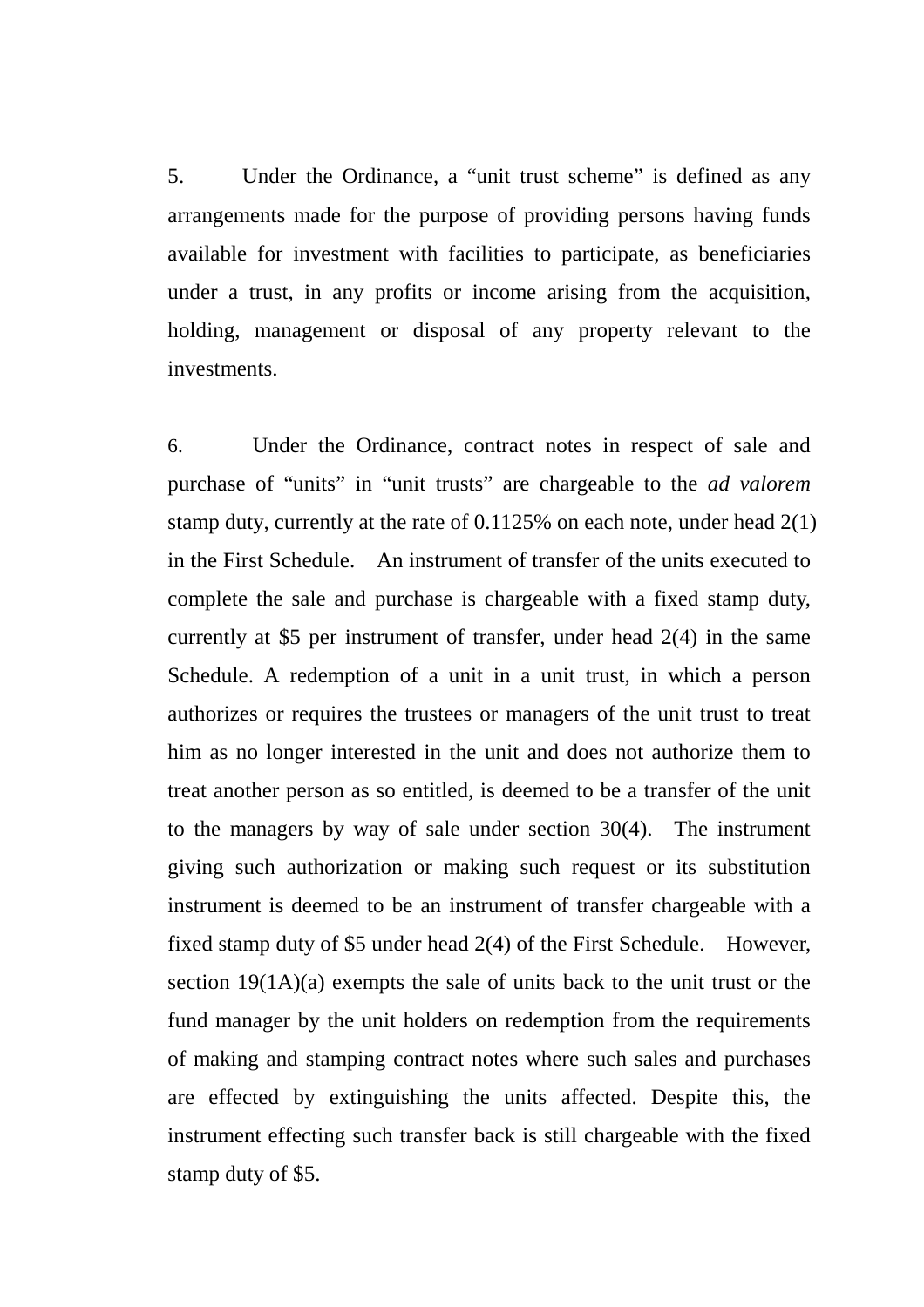5. Under the Ordinance, a "unit trust scheme" is defined as any arrangements made for the purpose of providing persons having funds available for investment with facilities to participate, as beneficiaries under a trust, in any profits or income arising from the acquisition, holding, management or disposal of any property relevant to the investments.

6. Under the Ordinance, contract notes in respect of sale and purchase of "units" in "unit trusts" are chargeable to the *ad valorem* stamp duty, currently at the rate of 0.1125% on each note, under head 2(1) in the First Schedule. An instrument of transfer of the units executed to complete the sale and purchase is chargeable with a fixed stamp duty, currently at $5 per instrument of transfer, under head 2(4) in the same Schedule. A redemption of a unit in a unit trust, in which a person authorizes or requires the trustees or managers of the unit trust to treat him as no longer interested in the unit and does not authorize them to treat another person as so entitled, is deemed to be a transfer of the unit to the managers by way of sale under section 30(4). The instrument giving such authorization or making such request or its substitution instrument is deemed to be an instrument of transfer chargeable with a fixed stamp duty of $5 under head 2(4) of the First Schedule. However, section 19(1A)(a) exempts the sale of units back to the unit trust or the fund manager by the unit holders on redemption from the requirements of making and stamping contract notes where such sales and purchases are effected by extinguishing the units affected. Despite this, the instrument effecting such transfer back is still chargeable with the fixed stamp duty of $5.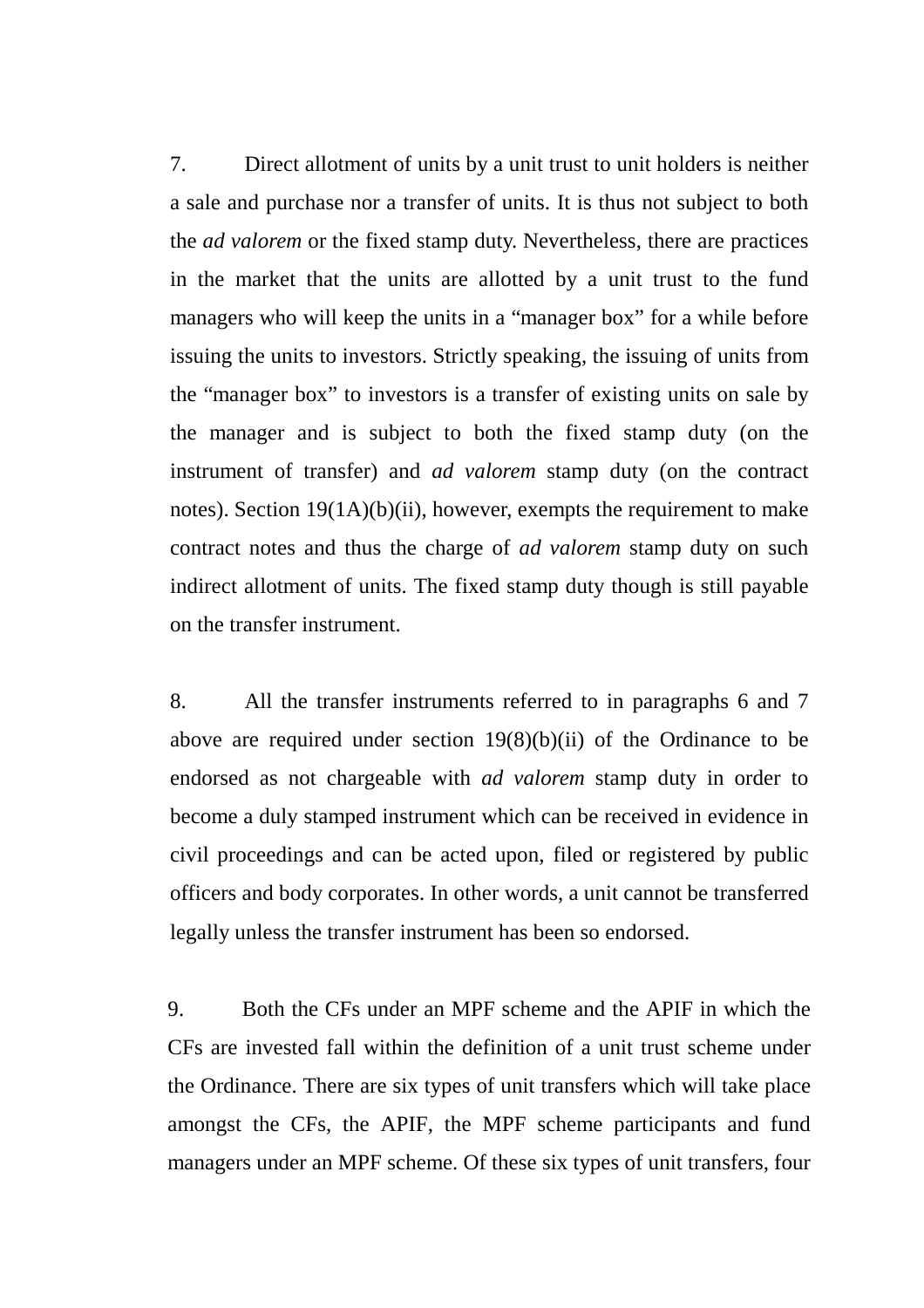7. Direct allotment of units by a unit trust to unit holders is neither a sale and purchase nor a transfer of units. It is thus not subject to both the *ad valorem* or the fixed stamp duty. Nevertheless, there are practices in the market that the units are allotted by a unit trust to the fund managers who will keep the units in a "manager box" for a while before issuing the units to investors. Strictly speaking, the issuing of units from the "manager box" to investors is a transfer of existing units on sale by the manager and is subject to both the fixed stamp duty (on the instrument of transfer) and *ad valorem* stamp duty (on the contract notes). Section 19(1A)(b)(ii), however, exempts the requirement to make contract notes and thus the charge of *ad valorem* stamp duty on such indirect allotment of units. The fixed stamp duty though is still payable on the transfer instrument.

8. All the transfer instruments referred to in paragraphs 6 and 7 above are required under section 19(8)(b)(ii) of the Ordinance to be endorsed as not chargeable with *ad valorem* stamp duty in order to become a duly stamped instrument which can be received in evidence in civil proceedings and can be acted upon, filed or registered by public officers and body corporates. In other words, a unit cannot be transferred legally unless the transfer instrument has been so endorsed.

9. Both the CFs under an MPF scheme and the APIF in which the CFs are invested fall within the definition of a unit trust scheme under the Ordinance. There are six types of unit transfers which will take place amongst the CFs, the APIF, the MPF scheme participants and fund managers under an MPF scheme. Of these six types of unit transfers, four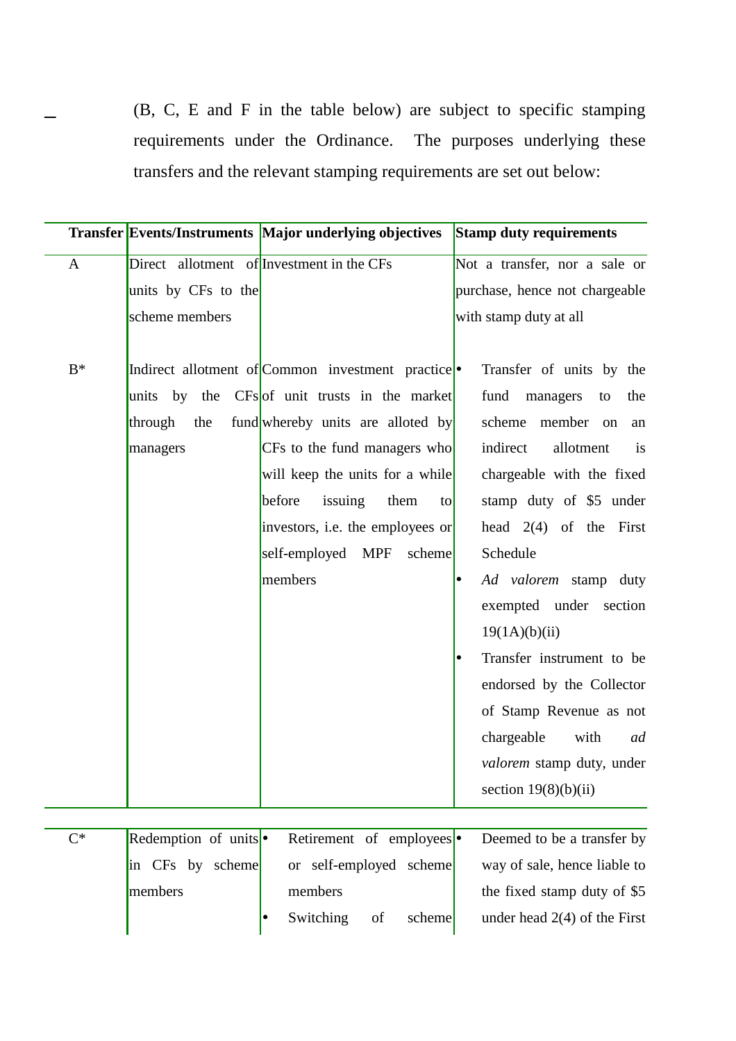(B, C, E and F in the table below) are subject to specific stamping requirements under the Ordinance. The purposes underlying these transfers and the relevant stamping requirements are set out below:

| Transfer | Events/Instruments | Major underlying objectives | Stamp duty requirements |
|---|---|---|---|
| A | Direct allotment of units by CFs to the scheme members | Investment in the CFs | Not a transfer, nor a sale or purchase, hence not chargeable with stamp duty at all |
| B* | Indirect allotment of units by the CFs through the fund managers | Common investment practice of unit trusts in the market whereby units are alloted by CFs to the fund managers who will keep the units for a while before issuing them to investors, i.e. the employees or self-employed MPF scheme members | • Transfer of units by the fund managers to the scheme member on an indirect allotment is chargeable with the fixed stamp duty of $5 under head 2(4) of the First Schedule<br>• *Ad valorem* stamp duty exempted under section 19(1A)(b)(ii)<br>• Transfer instrument to be endorsed by the Collector of Stamp Revenue as not chargeable with *ad valorem* stamp duty, under section 19(8)(b)(ii) |
| C* | Redemption of units in CFs by scheme members | • Retirement of employees or self-employed scheme members<br>• Switching of scheme | • Deemed to be a transfer by way of sale, hence liable to the fixed stamp duty of $5 under head 2(4) of the First |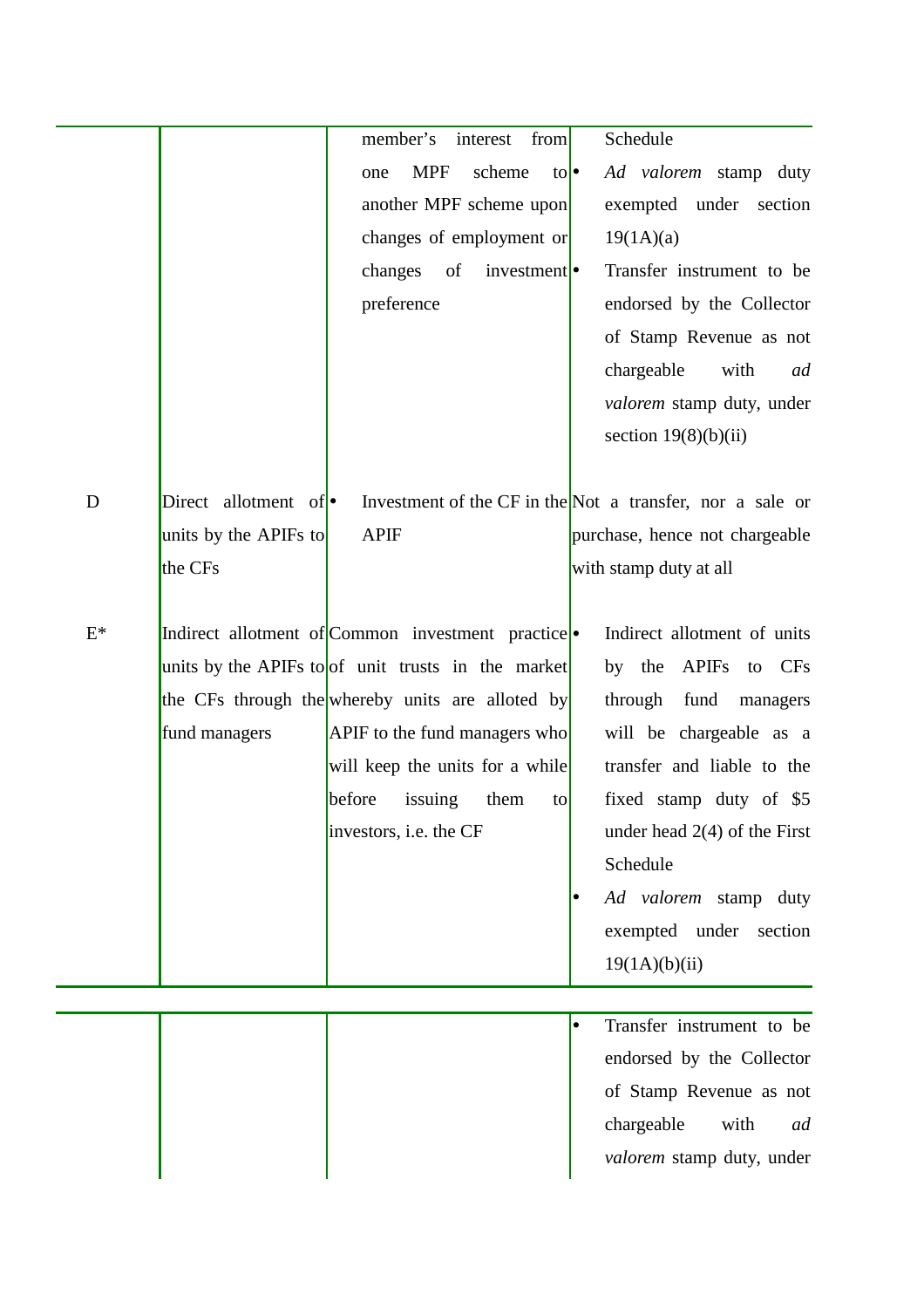| | | | |
|---|---|---|---|
| | | member's interest from one MPF scheme to another MPF scheme upon changes of employment or changes of investment preference | Schedule<br>• *Ad valorem* stamp duty exempted under section 19(1A)(a)<br>• Transfer instrument to be endorsed by the Collector of Stamp Revenue as not chargeable with *ad valorem* stamp duty, under section 19(8)(b)(ii) |
| D | Direct allotment of units by the APIFs to the CFs | • Investment of the CF in the APIF | Not a transfer, nor a sale or purchase, hence not chargeable with stamp duty at all |
| E* | Indirect allotment of units by the APIFs to the CFs through the fund managers | Common investment practice of unit trusts in the market whereby units are alloted by APIF to the fund managers who will keep the units for a while before issuing them to investors, i.e. the CF | • Indirect allotment of units by the APIFs to CFs through fund managers will be chargeable as a transfer and liable to the fixed stamp duty of $5 under head 2(4) of the First Schedule<br>• *Ad valorem* stamp duty exempted under section 19(1A)(b)(ii)<br>• Transfer instrument to be endorsed by the Collector of Stamp Revenue as not chargeable with *ad valorem* stamp duty, under |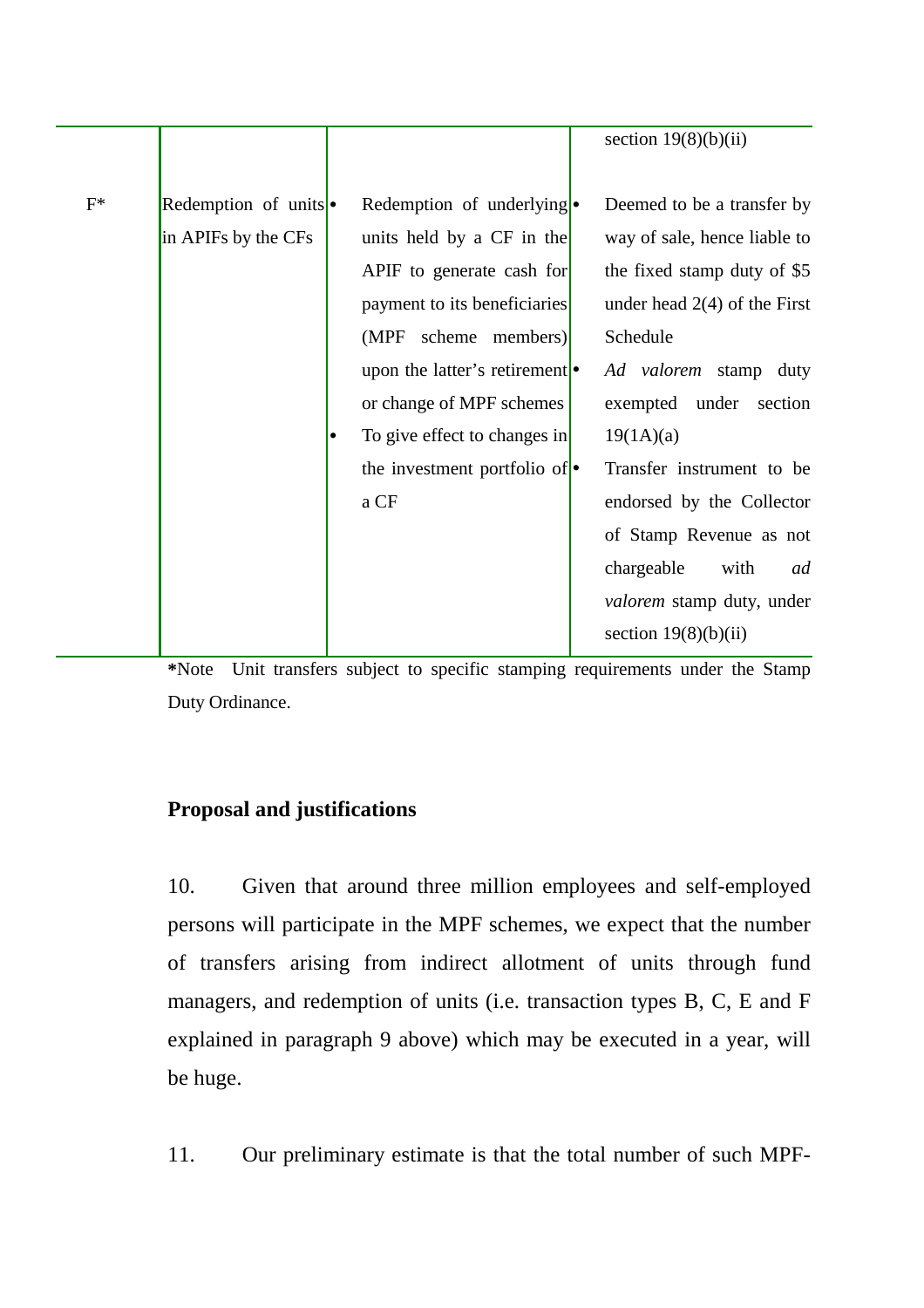| | | | |
|---|---|---|---|
| | | | section 19(8)(b)(ii) |
| F* | Redemption of units in APIFs by the CFs | • Redemption of underlying units held by a CF in the APIF to generate cash for payment to its beneficiaries (MPF scheme members) upon the latter's retirement or change of MPF schemes<br>• To give effect to changes in the investment portfolio of a CF | • Deemed to be a transfer by way of sale, hence liable to the fixed stamp duty of $5 under head 2(4) of the First Schedule<br>• *Ad valorem* stamp duty exempted under section 19(1A)(a)<br>• Transfer instrument to be endorsed by the Collector of Stamp Revenue as not chargeable with *ad valorem* stamp duty, under section 19(8)(b)(ii) |

**\***Note Unit transfers subject to specific stamping requirements under the Stamp Duty Ordinance.

**Proposal and justifications**

10. Given that around three million employees and self-employed persons will participate in the MPF schemes, we expect that the number of transfers arising from indirect allotment of units through fund managers, and redemption of units (i.e. transaction types B, C, E and F explained in paragraph 9 above) which may be executed in a year, will be huge.

11. Our preliminary estimate is that the total number of such MPF-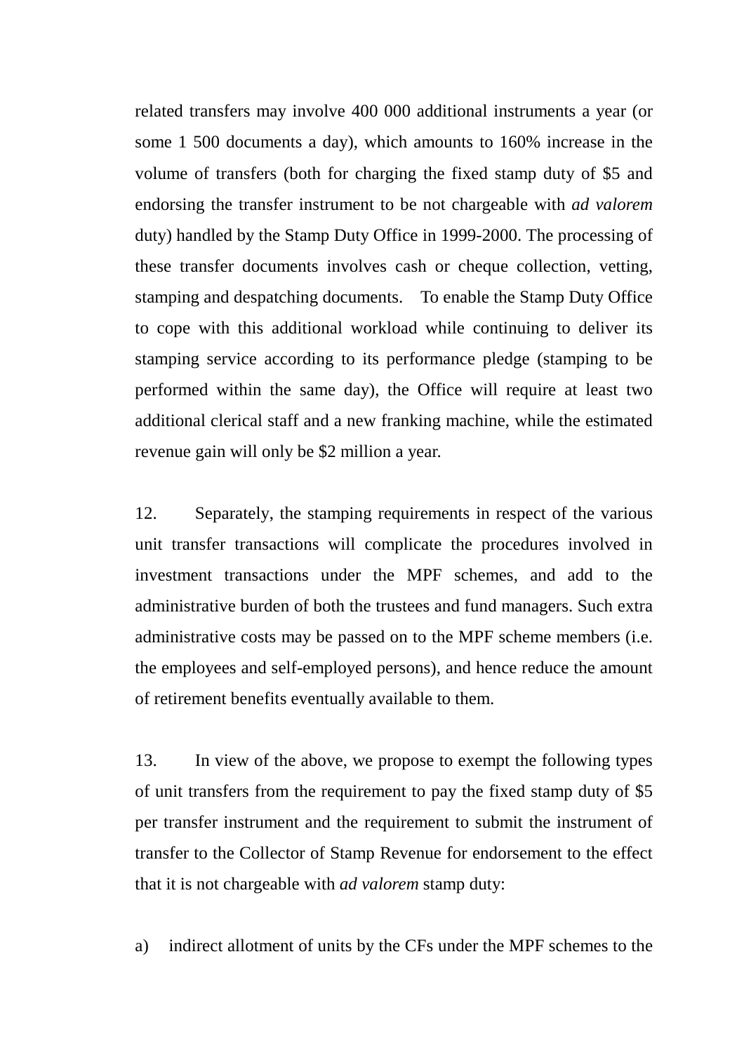related transfers may involve 400 000 additional instruments a year (or some 1 500 documents a day), which amounts to 160% increase in the volume of transfers (both for charging the fixed stamp duty of $5 and endorsing the transfer instrument to be not chargeable with *ad valorem* duty) handled by the Stamp Duty Office in 1999-2000. The processing of these transfer documents involves cash or cheque collection, vetting, stamping and despatching documents. To enable the Stamp Duty Office to cope with this additional workload while continuing to deliver its stamping service according to its performance pledge (stamping to be performed within the same day), the Office will require at least two additional clerical staff and a new franking machine, while the estimated revenue gain will only be $2 million a year.

12. Separately, the stamping requirements in respect of the various unit transfer transactions will complicate the procedures involved in investment transactions under the MPF schemes, and add to the administrative burden of both the trustees and fund managers. Such extra administrative costs may be passed on to the MPF scheme members (i.e. the employees and self-employed persons), and hence reduce the amount of retirement benefits eventually available to them.

13. In view of the above, we propose to exempt the following types of unit transfers from the requirement to pay the fixed stamp duty of $5 per transfer instrument and the requirement to submit the instrument of transfer to the Collector of Stamp Revenue for endorsement to the effect that it is not chargeable with *ad valorem* stamp duty:

a) indirect allotment of units by the CFs under the MPF schemes to the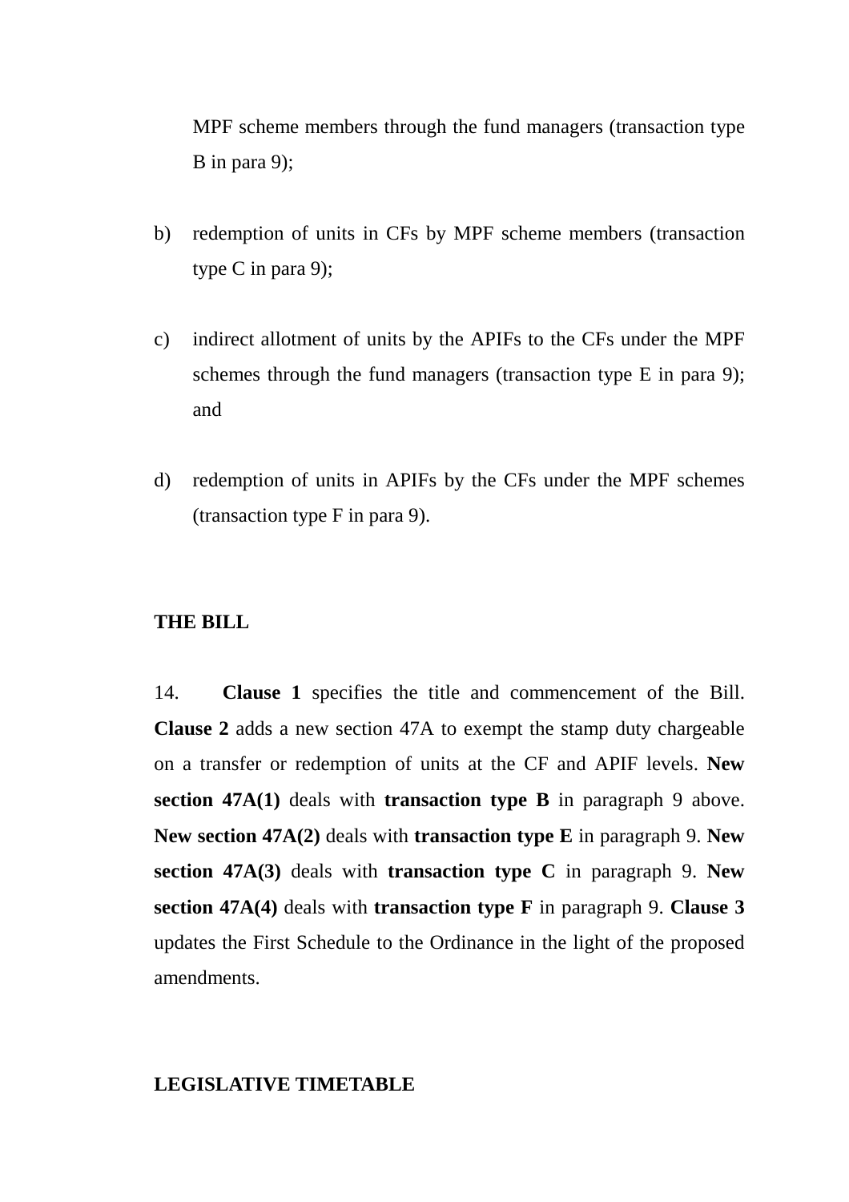MPF scheme members through the fund managers (transaction type B in para 9);

b) redemption of units in CFs by MPF scheme members (transaction type C in para 9);

c) indirect allotment of units by the APIFs to the CFs under the MPF schemes through the fund managers (transaction type E in para 9); and

d) redemption of units in APIFs by the CFs under the MPF schemes (transaction type F in para 9).

**THE BILL**

14. **Clause 1** specifies the title and commencement of the Bill. **Clause 2** adds a new section 47A to exempt the stamp duty chargeable on a transfer or redemption of units at the CF and APIF levels. **New section 47A(1)** deals with **transaction type B** in paragraph 9 above. **New section 47A(2)** deals with **transaction type E** in paragraph 9. **New section 47A(3)** deals with **transaction type C** in paragraph 9. **New section 47A(4)** deals with **transaction type F** in paragraph 9. **Clause 3** updates the First Schedule to the Ordinance in the light of the proposed amendments.

**LEGISLATIVE TIMETABLE**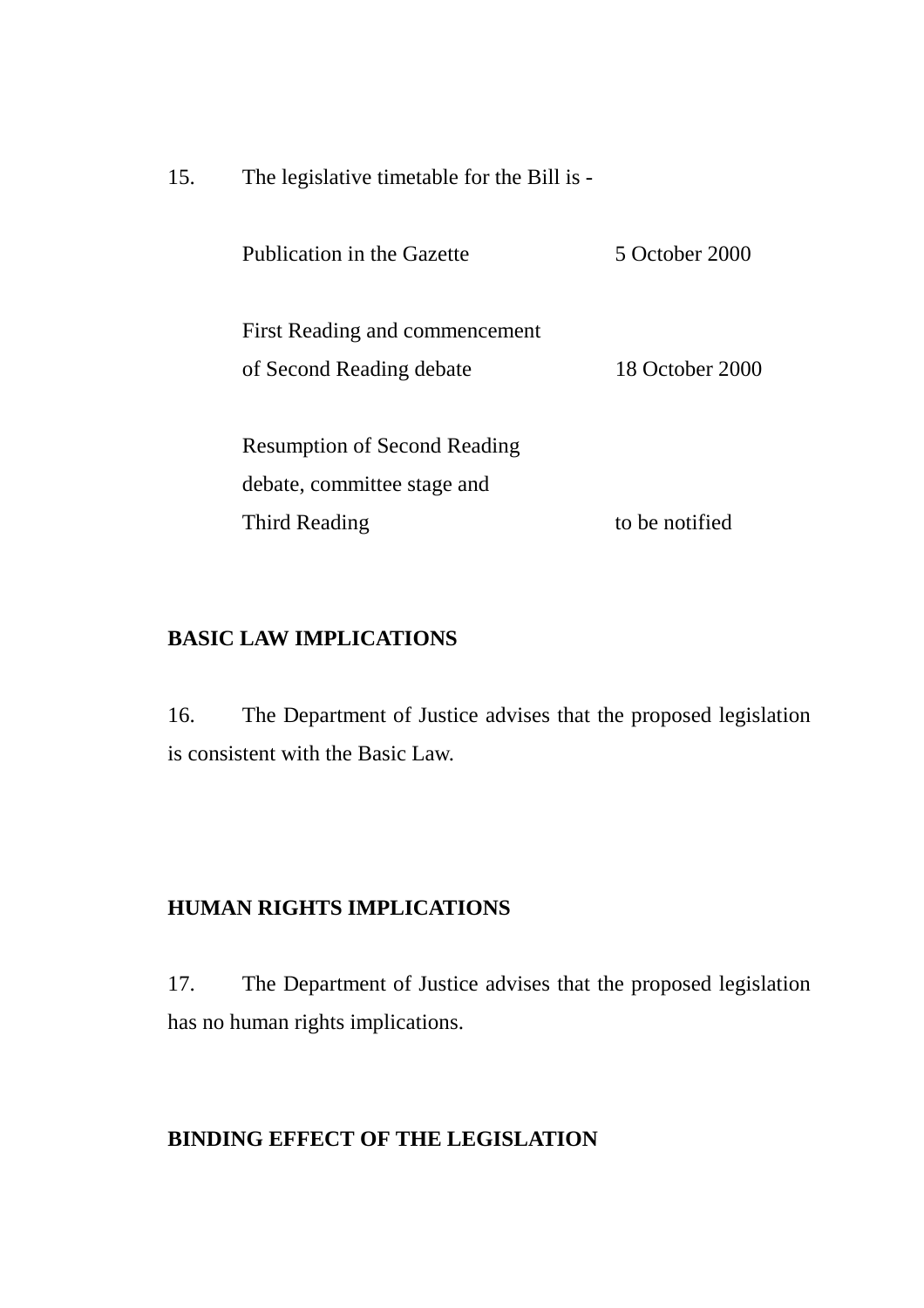15. The legislative timetable for the Bill is -

| | |
|---|---|
| Publication in the Gazette | 5 October 2000 |
| First Reading and commencement of Second Reading debate | 18 October 2000 |
| Resumption of Second Reading debate, committee stage and Third Reading | to be notified |

**BASIC LAW IMPLICATIONS**

16. The Department of Justice advises that the proposed legislation is consistent with the Basic Law.

**HUMAN RIGHTS IMPLICATIONS**

17. The Department of Justice advises that the proposed legislation has no human rights implications.

**BINDING EFFECT OF THE LEGISLATION**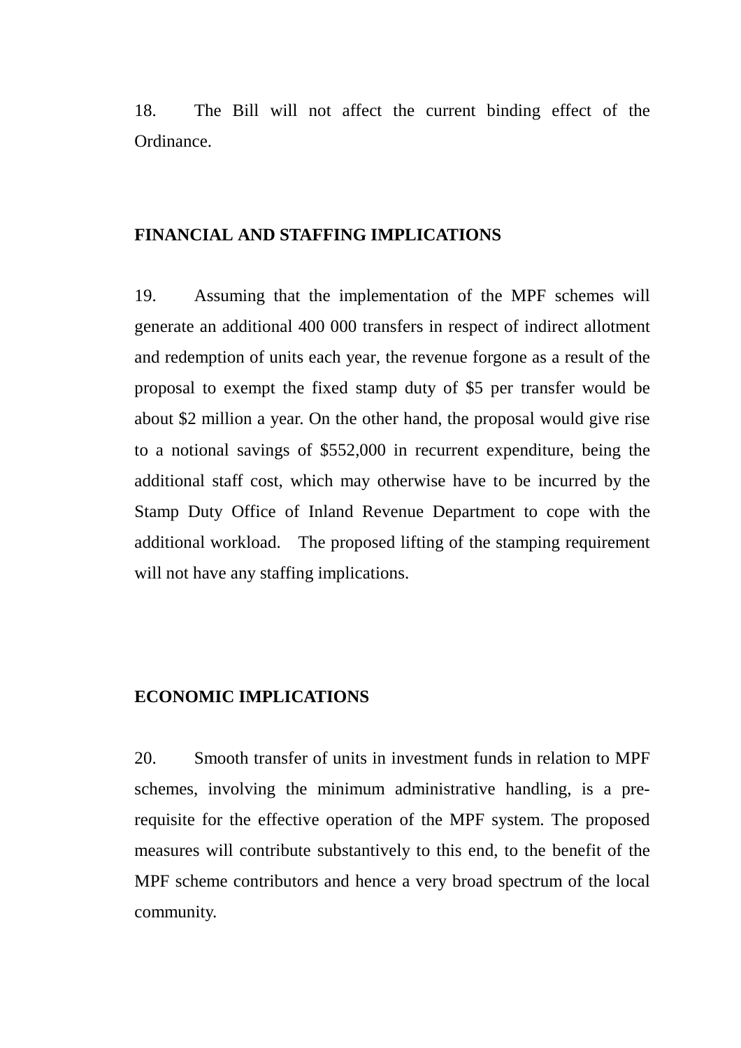18. The Bill will not affect the current binding effect of the Ordinance.

## FINANCIAL AND STAFFING IMPLICATIONS

19. Assuming that the implementation of the MPF schemes will generate an additional 400 000 transfers in respect of indirect allotment and redemption of units each year, the revenue forgone as a result of the proposal to exempt the fixed stamp duty of $5 per transfer would be about $2 million a year. On the other hand, the proposal would give rise to a notional savings of $552,000 in recurrent expenditure, being the additional staff cost, which may otherwise have to be incurred by the Stamp Duty Office of Inland Revenue Department to cope with the additional workload. The proposed lifting of the stamping requirement will not have any staffing implications.

## ECONOMIC IMPLICATIONS

20. Smooth transfer of units in investment funds in relation to MPF schemes, involving the minimum administrative handling, is a pre-requisite for the effective operation of the MPF system. The proposed measures will contribute substantively to this end, to the benefit of the MPF scheme contributors and hence a very broad spectrum of the local community.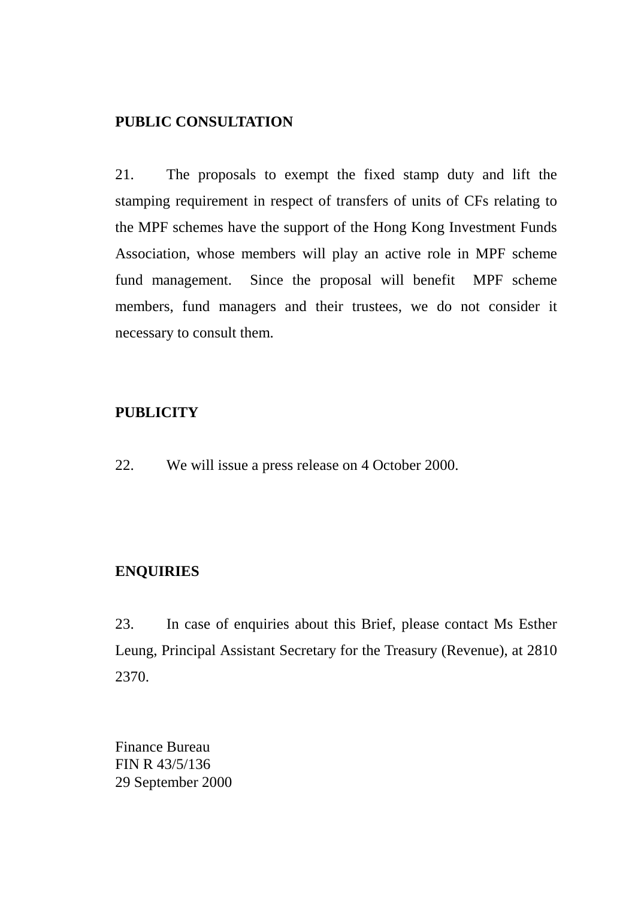**PUBLIC CONSULTATION**

21. The proposals to exempt the fixed stamp duty and lift the stamping requirement in respect of transfers of units of CFs relating to the MPF schemes have the support of the Hong Kong Investment Funds Association, whose members will play an active role in MPF scheme fund management. Since the proposal will benefit MPF scheme members, fund managers and their trustees, we do not consider it necessary to consult them.

**PUBLICITY**

22. We will issue a press release on 4 October 2000.

**ENQUIRIES**

23. In case of enquiries about this Brief, please contact Ms Esther Leung, Principal Assistant Secretary for the Treasury (Revenue), at 2810 2370.

Finance Bureau
FIN R 43/5/136
29 September 2000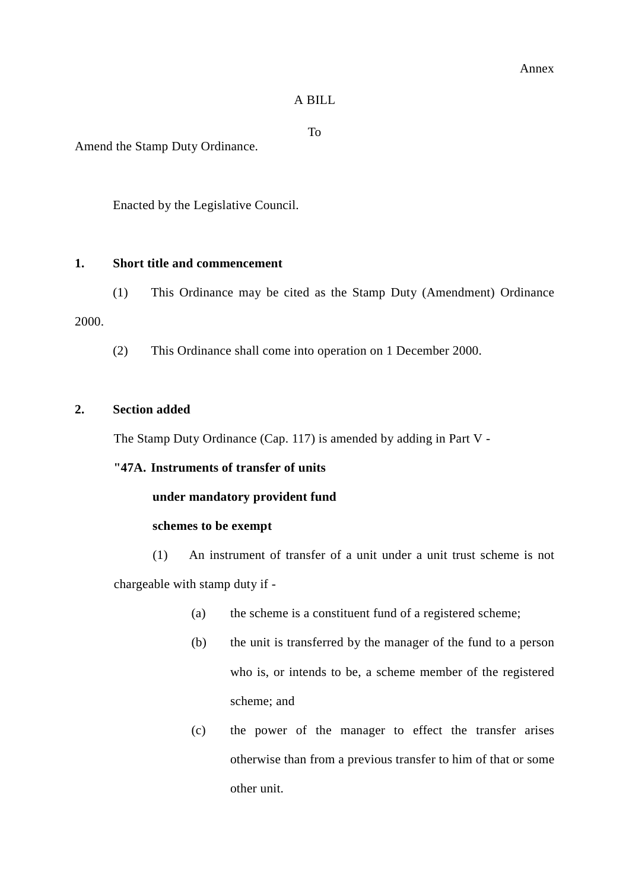Annex

A BILL

To

Amend the Stamp Duty Ordinance.

Enacted by the Legislative Council.

**1. Short title and commencement**

(1) This Ordinance may be cited as the Stamp Duty (Amendment) Ordinance 2000.

(2) This Ordinance shall come into operation on 1 December 2000.

**2. Section added**

The Stamp Duty Ordinance (Cap. 117) is amended by adding in Part V -

**"47A. Instruments of transfer of units under mandatory provident fund schemes to be exempt**

(1) An instrument of transfer of a unit under a unit trust scheme is not chargeable with stamp duty if -

- (a) the scheme is a constituent fund of a registered scheme;
- (b) the unit is transferred by the manager of the fund to a person who is, or intends to be, a scheme member of the registered scheme; and
- (c) the power of the manager to effect the transfer arises otherwise than from a previous transfer to him of that or some other unit.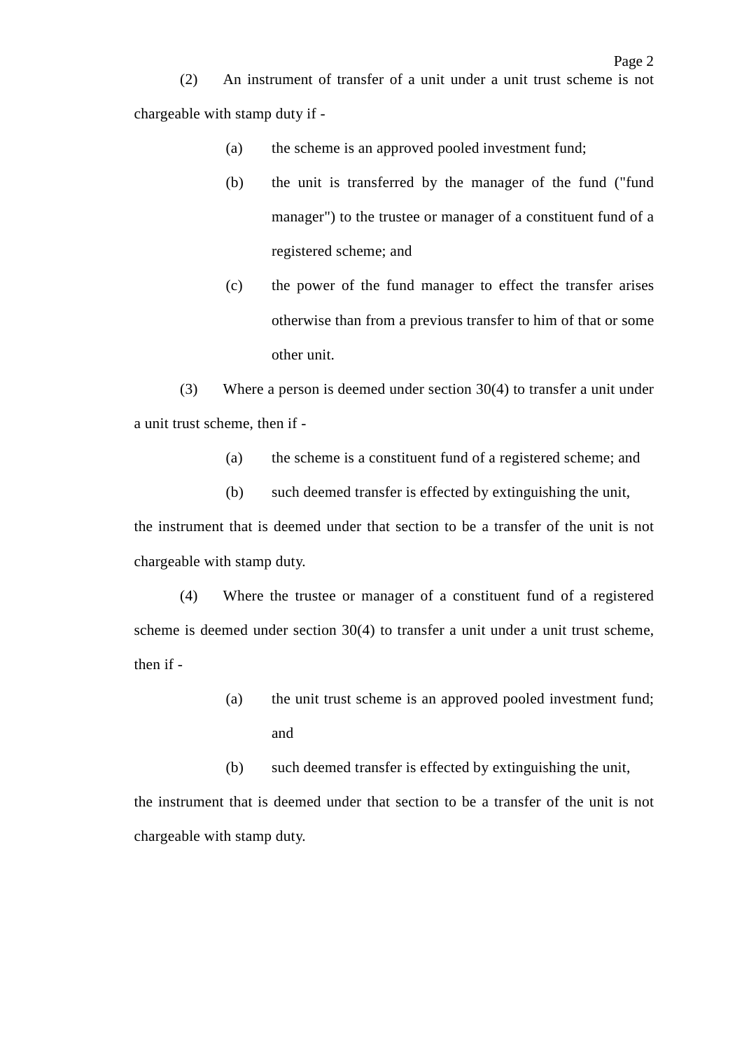(2) An instrument of transfer of a unit under a unit trust scheme is not chargeable with stamp duty if -

(a) the scheme is an approved pooled investment fund;

(b) the unit is transferred by the manager of the fund ("fund manager") to the trustee or manager of a constituent fund of a registered scheme; and

(c) the power of the fund manager to effect the transfer arises otherwise than from a previous transfer to him of that or some other unit.

(3) Where a person is deemed under section 30(4) to transfer a unit under a unit trust scheme, then if -

(a) the scheme is a constituent fund of a registered scheme; and

(b) such deemed transfer is effected by extinguishing the unit,

the instrument that is deemed under that section to be a transfer of the unit is not chargeable with stamp duty.

(4) Where the trustee or manager of a constituent fund of a registered scheme is deemed under section 30(4) to transfer a unit under a unit trust scheme, then if -

(a) the unit trust scheme is an approved pooled investment fund; and

(b) such deemed transfer is effected by extinguishing the unit,

the instrument that is deemed under that section to be a transfer of the unit is not chargeable with stamp duty.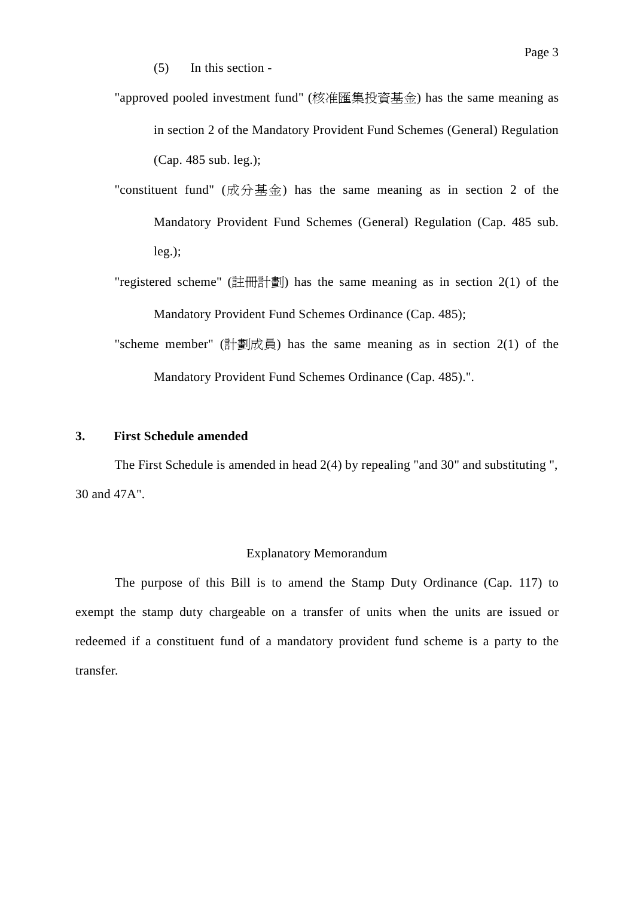(5) In this section -

"approved pooled investment fund" (核准匯集投資基金) has the same meaning as in section 2 of the Mandatory Provident Fund Schemes (General) Regulation (Cap. 485 sub. leg.);

"constituent fund" (成分基金) has the same meaning as in section 2 of the Mandatory Provident Fund Schemes (General) Regulation (Cap. 485 sub. leg.);

"registered scheme" (註冊計劃) has the same meaning as in section 2(1) of the Mandatory Provident Fund Schemes Ordinance (Cap. 485);

"scheme member" (計劃成員) has the same meaning as in section 2(1) of the Mandatory Provident Fund Schemes Ordinance (Cap. 485).".

**3. First Schedule amended**

The First Schedule is amended in head 2(4) by repealing "and 30" and substituting ", 30 and 47A".

Explanatory Memorandum

The purpose of this Bill is to amend the Stamp Duty Ordinance (Cap. 117) to exempt the stamp duty chargeable on a transfer of units when the units are issued or redeemed if a constituent fund of a mandatory provident fund scheme is a party to the transfer.